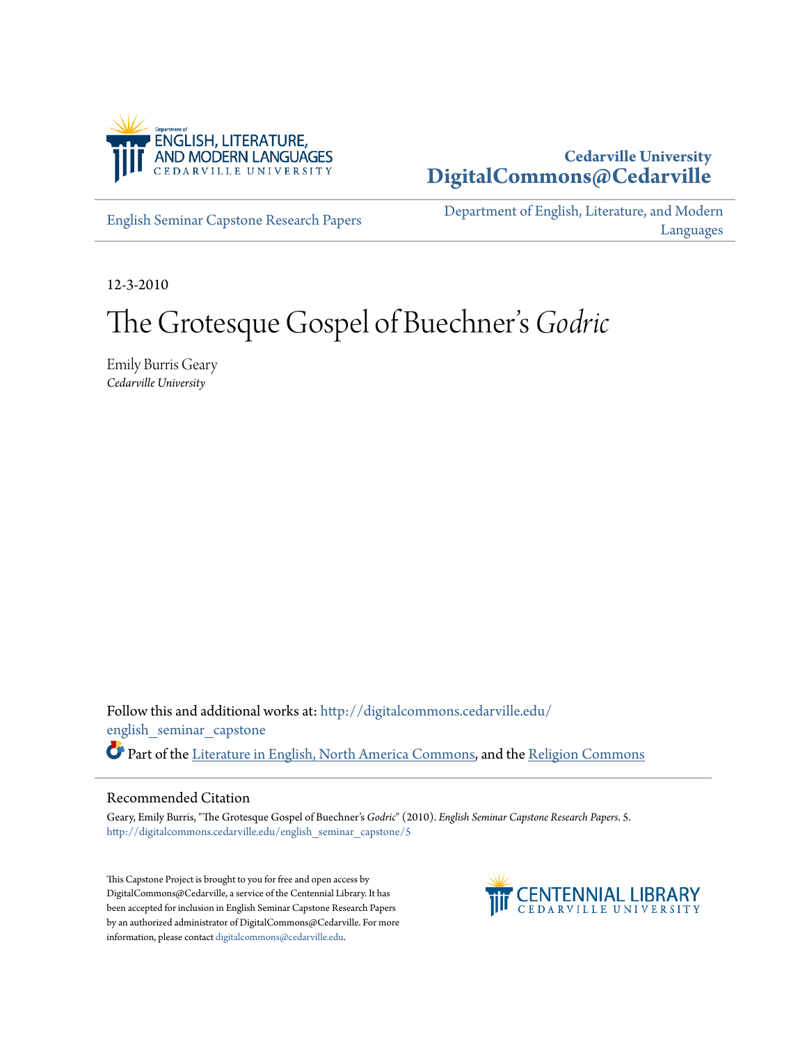Department of
ENGLISH, LITERATURE,
AND MODERN LANGUAGES
CEDARVILLE UNIVERSITY

**Cedarville University**
**DigitalCommons@Cedarville**

English Seminar Capstone Research Papers

Department of English, Literature, and Modern Languages

12-3-2010

# The Grotesque Gospel of Buechner's *Godric*

Emily Burris Geary
*Cedarville University*

Follow this and additional works at: http://digitalcommons.cedarville.edu/english_seminar_capstone

Part of the Literature in English, North America Commons, and the Religion Commons

## Recommended Citation

Geary, Emily Burris, "The Grotesque Gospel of Buechner's *Godric*" (2010). *English Seminar Capstone Research Papers*. 5.
http://digitalcommons.cedarville.edu/english_seminar_capstone/5

This Capstone Project is brought to you for free and open access by DigitalCommons@Cedarville, a service of the Centennial Library. It has been accepted for inclusion in English Seminar Capstone Research Papers by an authorized administrator of DigitalCommons@Cedarville. For more information, please contact digitalcommons@cedarville.edu.

CENTENNIAL LIBRARY
CEDARVILLE UNIVERSITY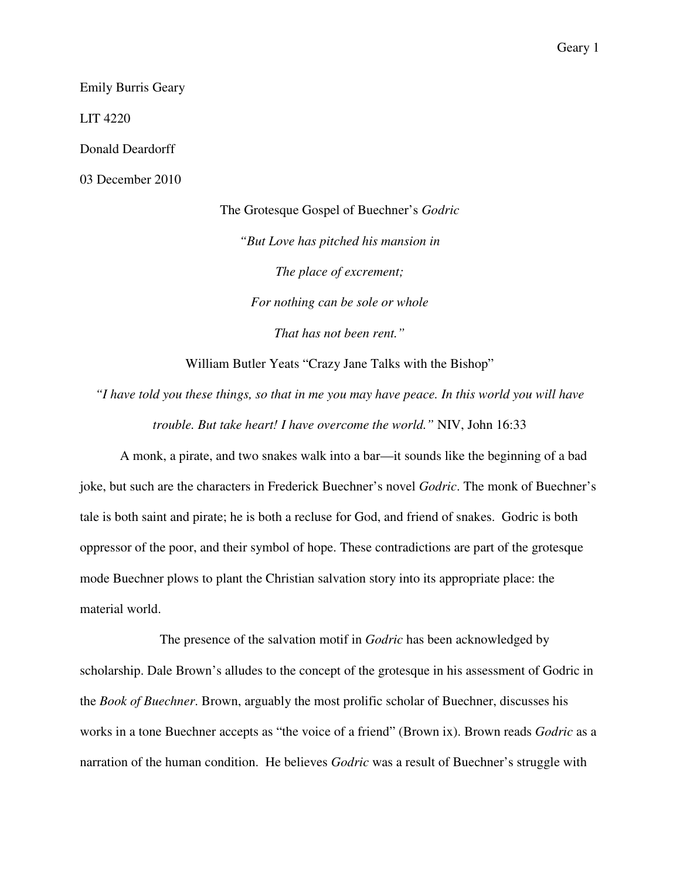Emily Burris Geary

LIT 4220

Donald Deardorff

03 December 2010

# The Grotesque Gospel of Buechner's *Godric*

*"But Love has pitched his mansion in*

*The place of excrement;*

*For nothing can be sole or whole*

*That has not been rent."*

William Butler Yeats "Crazy Jane Talks with the Bishop"

*"I have told you these things, so that in me you may have peace. In this world you will have trouble. But take heart! I have overcome the world."* NIV, John 16:33

A monk, a pirate, and two snakes walk into a bar—it sounds like the beginning of a bad joke, but such are the characters in Frederick Buechner's novel *Godric*. The monk of Buechner's tale is both saint and pirate; he is both a recluse for God, and friend of snakes. Godric is both oppressor of the poor, and their symbol of hope. These contradictions are part of the grotesque mode Buechner plows to plant the Christian salvation story into its appropriate place: the material world.

The presence of the salvation motif in *Godric* has been acknowledged by scholarship. Dale Brown's alludes to the concept of the grotesque in his assessment of Godric in the *Book of Buechner*. Brown, arguably the most prolific scholar of Buechner, discusses his works in a tone Buechner accepts as "the voice of a friend" (Brown ix). Brown reads *Godric* as a narration of the human condition. He believes *Godric* was a result of Buechner's struggle with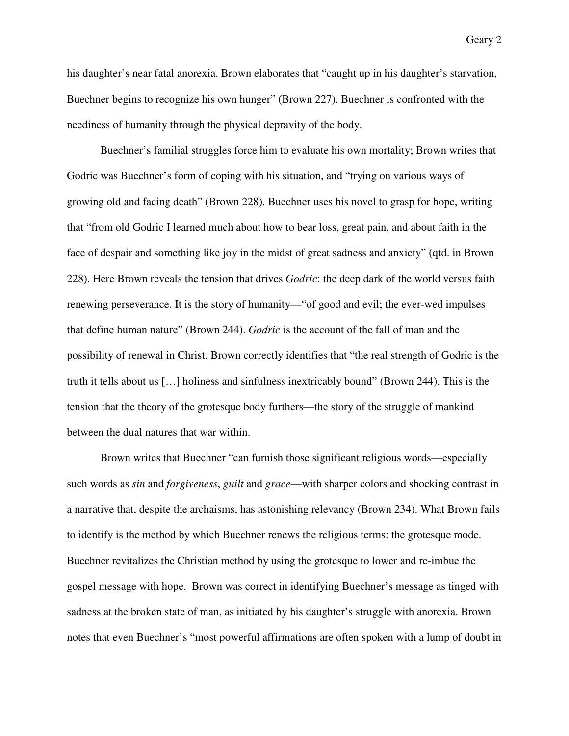his daughter's near fatal anorexia. Brown elaborates that "caught up in his daughter's starvation, Buechner begins to recognize his own hunger" (Brown 227). Buechner is confronted with the neediness of humanity through the physical depravity of the body.

Buechner's familial struggles force him to evaluate his own mortality; Brown writes that Godric was Buechner's form of coping with his situation, and "trying on various ways of growing old and facing death" (Brown 228). Buechner uses his novel to grasp for hope, writing that "from old Godric I learned much about how to bear loss, great pain, and about faith in the face of despair and something like joy in the midst of great sadness and anxiety" (qtd. in Brown 228). Here Brown reveals the tension that drives *Godric*: the deep dark of the world versus faith renewing perseverance. It is the story of humanity—"of good and evil; the ever-wed impulses that define human nature" (Brown 244). *Godric* is the account of the fall of man and the possibility of renewal in Christ. Brown correctly identifies that "the real strength of Godric is the truth it tells about us […] holiness and sinfulness inextricably bound" (Brown 244). This is the tension that the theory of the grotesque body furthers—the story of the struggle of mankind between the dual natures that war within.

Brown writes that Buechner "can furnish those significant religious words—especially such words as *sin* and *forgiveness*, *guilt* and *grace*—with sharper colors and shocking contrast in a narrative that, despite the archaisms, has astonishing relevancy (Brown 234). What Brown fails to identify is the method by which Buechner renews the religious terms: the grotesque mode. Buechner revitalizes the Christian method by using the grotesque to lower and re-imbue the gospel message with hope. Brown was correct in identifying Buechner's message as tinged with sadness at the broken state of man, as initiated by his daughter's struggle with anorexia. Brown notes that even Buechner's "most powerful affirmations are often spoken with a lump of doubt in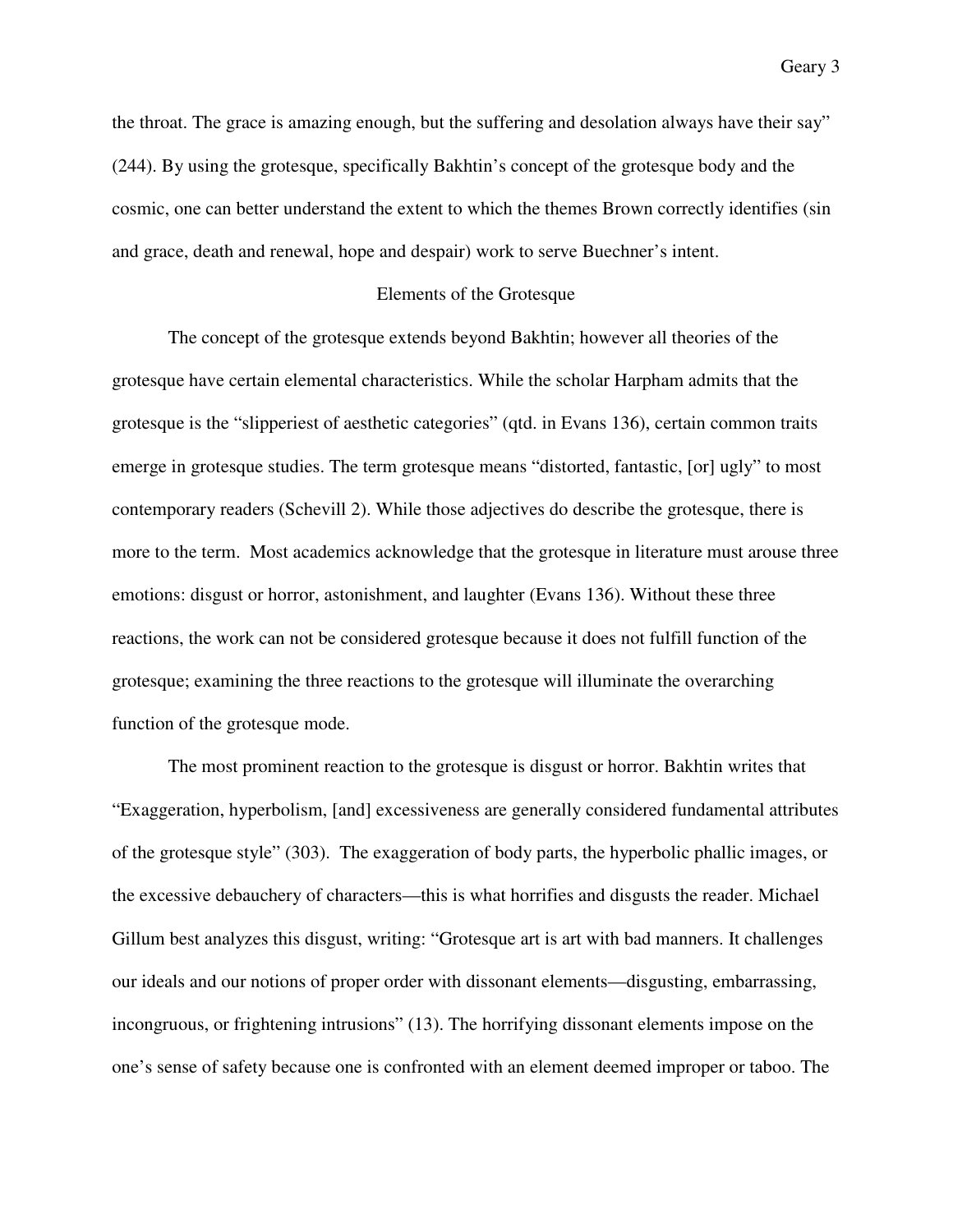the throat. The grace is amazing enough, but the suffering and desolation always have their say" (244). By using the grotesque, specifically Bakhtin's concept of the grotesque body and the cosmic, one can better understand the extent to which the themes Brown correctly identifies (sin and grace, death and renewal, hope and despair) work to serve Buechner's intent.

## Elements of the Grotesque

The concept of the grotesque extends beyond Bakhtin; however all theories of the grotesque have certain elemental characteristics. While the scholar Harpham admits that the grotesque is the "slipperiest of aesthetic categories" (qtd. in Evans 136), certain common traits emerge in grotesque studies. The term grotesque means "distorted, fantastic, [or] ugly" to most contemporary readers (Schevill 2). While those adjectives do describe the grotesque, there is more to the term. Most academics acknowledge that the grotesque in literature must arouse three emotions: disgust or horror, astonishment, and laughter (Evans 136). Without these three reactions, the work can not be considered grotesque because it does not fulfill function of the grotesque; examining the three reactions to the grotesque will illuminate the overarching function of the grotesque mode.

The most prominent reaction to the grotesque is disgust or horror. Bakhtin writes that "Exaggeration, hyperbolism, [and] excessiveness are generally considered fundamental attributes of the grotesque style" (303). The exaggeration of body parts, the hyperbolic phallic images, or the excessive debauchery of characters—this is what horrifies and disgusts the reader. Michael Gillum best analyzes this disgust, writing: "Grotesque art is art with bad manners. It challenges our ideals and our notions of proper order with dissonant elements—disgusting, embarrassing, incongruous, or frightening intrusions" (13). The horrifying dissonant elements impose on the one's sense of safety because one is confronted with an element deemed improper or taboo. The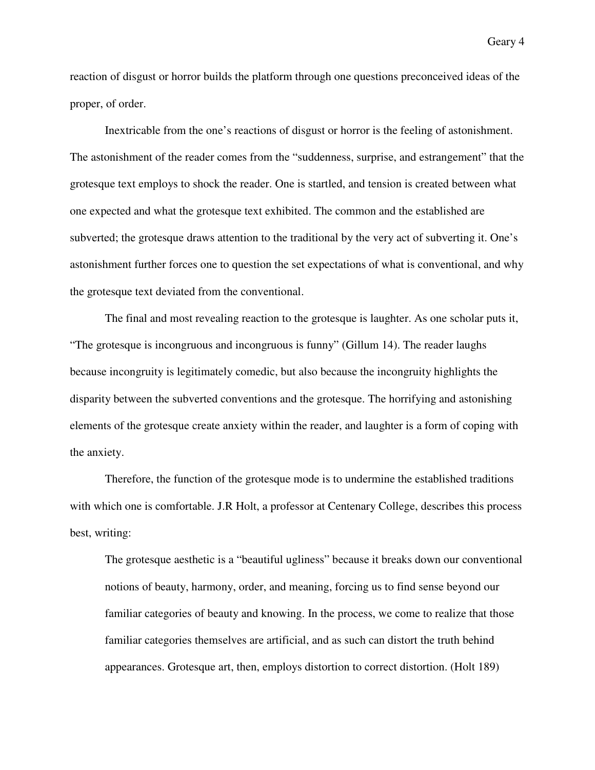reaction of disgust or horror builds the platform through one questions preconceived ideas of the proper, of order.

Inextricable from the one's reactions of disgust or horror is the feeling of astonishment. The astonishment of the reader comes from the "suddenness, surprise, and estrangement" that the grotesque text employs to shock the reader. One is startled, and tension is created between what one expected and what the grotesque text exhibited. The common and the established are subverted; the grotesque draws attention to the traditional by the very act of subverting it. One's astonishment further forces one to question the set expectations of what is conventional, and why the grotesque text deviated from the conventional.

The final and most revealing reaction to the grotesque is laughter. As one scholar puts it, "The grotesque is incongruous and incongruous is funny" (Gillum 14). The reader laughs because incongruity is legitimately comedic, but also because the incongruity highlights the disparity between the subverted conventions and the grotesque. The horrifying and astonishing elements of the grotesque create anxiety within the reader, and laughter is a form of coping with the anxiety.

Therefore, the function of the grotesque mode is to undermine the established traditions with which one is comfortable. J.R Holt, a professor at Centenary College, describes this process best, writing:

> The grotesque aesthetic is a "beautiful ugliness" because it breaks down our conventional notions of beauty, harmony, order, and meaning, forcing us to find sense beyond our familiar categories of beauty and knowing. In the process, we come to realize that those familiar categories themselves are artificial, and as such can distort the truth behind appearances. Grotesque art, then, employs distortion to correct distortion. (Holt 189)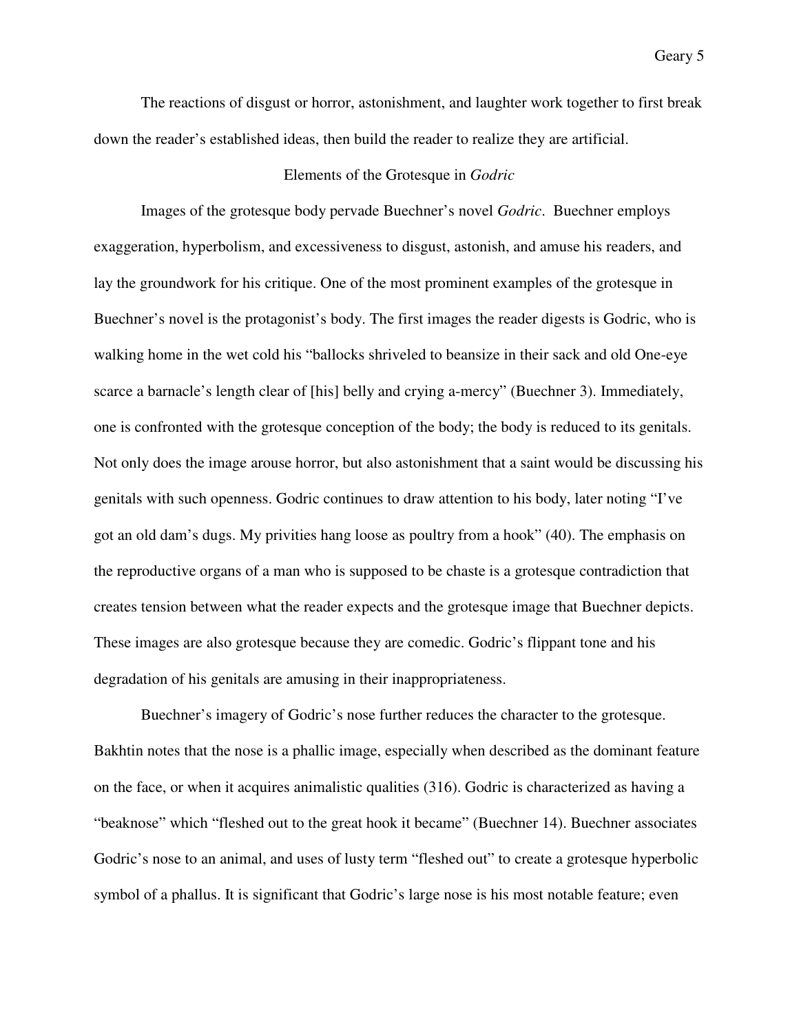The reactions of disgust or horror, astonishment, and laughter work together to first break down the reader's established ideas, then build the reader to realize they are artificial.

## Elements of the Grotesque in *Godric*

Images of the grotesque body pervade Buechner's novel *Godric*. Buechner employs exaggeration, hyperbolism, and excessiveness to disgust, astonish, and amuse his readers, and lay the groundwork for his critique. One of the most prominent examples of the grotesque in Buechner's novel is the protagonist's body. The first images the reader digests is Godric, who is walking home in the wet cold his "ballocks shriveled to beansize in their sack and old One-eye scarce a barnacle's length clear of [his] belly and crying a-mercy" (Buechner 3). Immediately, one is confronted with the grotesque conception of the body; the body is reduced to its genitals. Not only does the image arouse horror, but also astonishment that a saint would be discussing his genitals with such openness. Godric continues to draw attention to his body, later noting "I've got an old dam's dugs. My privities hang loose as poultry from a hook" (40). The emphasis on the reproductive organs of a man who is supposed to be chaste is a grotesque contradiction that creates tension between what the reader expects and the grotesque image that Buechner depicts. These images are also grotesque because they are comedic. Godric's flippant tone and his degradation of his genitals are amusing in their inappropriateness.

Buechner's imagery of Godric's nose further reduces the character to the grotesque. Bakhtin notes that the nose is a phallic image, especially when described as the dominant feature on the face, or when it acquires animalistic qualities (316). Godric is characterized as having a "beaknose" which "fleshed out to the great hook it became" (Buechner 14). Buechner associates Godric's nose to an animal, and uses of lusty term "fleshed out" to create a grotesque hyperbolic symbol of a phallus. It is significant that Godric's large nose is his most notable feature; even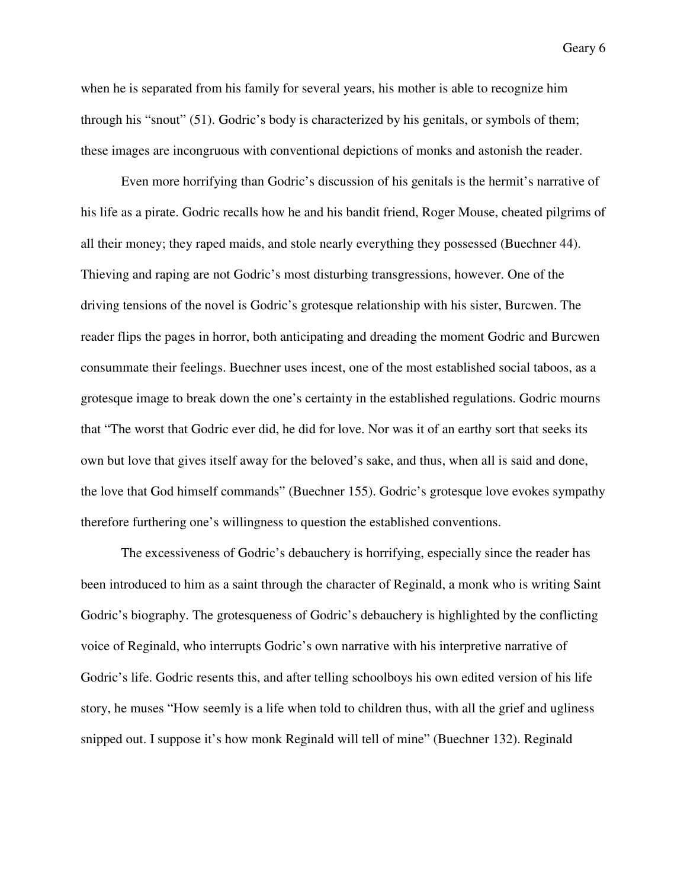when he is separated from his family for several years, his mother is able to recognize him through his "snout" (51). Godric's body is characterized by his genitals, or symbols of them; these images are incongruous with conventional depictions of monks and astonish the reader.

Even more horrifying than Godric's discussion of his genitals is the hermit's narrative of his life as a pirate. Godric recalls how he and his bandit friend, Roger Mouse, cheated pilgrims of all their money; they raped maids, and stole nearly everything they possessed (Buechner 44). Thieving and raping are not Godric's most disturbing transgressions, however. One of the driving tensions of the novel is Godric's grotesque relationship with his sister, Burcwen. The reader flips the pages in horror, both anticipating and dreading the moment Godric and Burcwen consummate their feelings. Buechner uses incest, one of the most established social taboos, as a grotesque image to break down the one's certainty in the established regulations. Godric mourns that "The worst that Godric ever did, he did for love. Nor was it of an earthy sort that seeks its own but love that gives itself away for the beloved's sake, and thus, when all is said and done, the love that God himself commands" (Buechner 155). Godric's grotesque love evokes sympathy therefore furthering one's willingness to question the established conventions.

The excessiveness of Godric's debauchery is horrifying, especially since the reader has been introduced to him as a saint through the character of Reginald, a monk who is writing Saint Godric's biography. The grotesqueness of Godric's debauchery is highlighted by the conflicting voice of Reginald, who interrupts Godric's own narrative with his interpretive narrative of Godric's life. Godric resents this, and after telling schoolboys his own edited version of his life story, he muses "How seemly is a life when told to children thus, with all the grief and ugliness snipped out. I suppose it's how monk Reginald will tell of mine" (Buechner 132). Reginald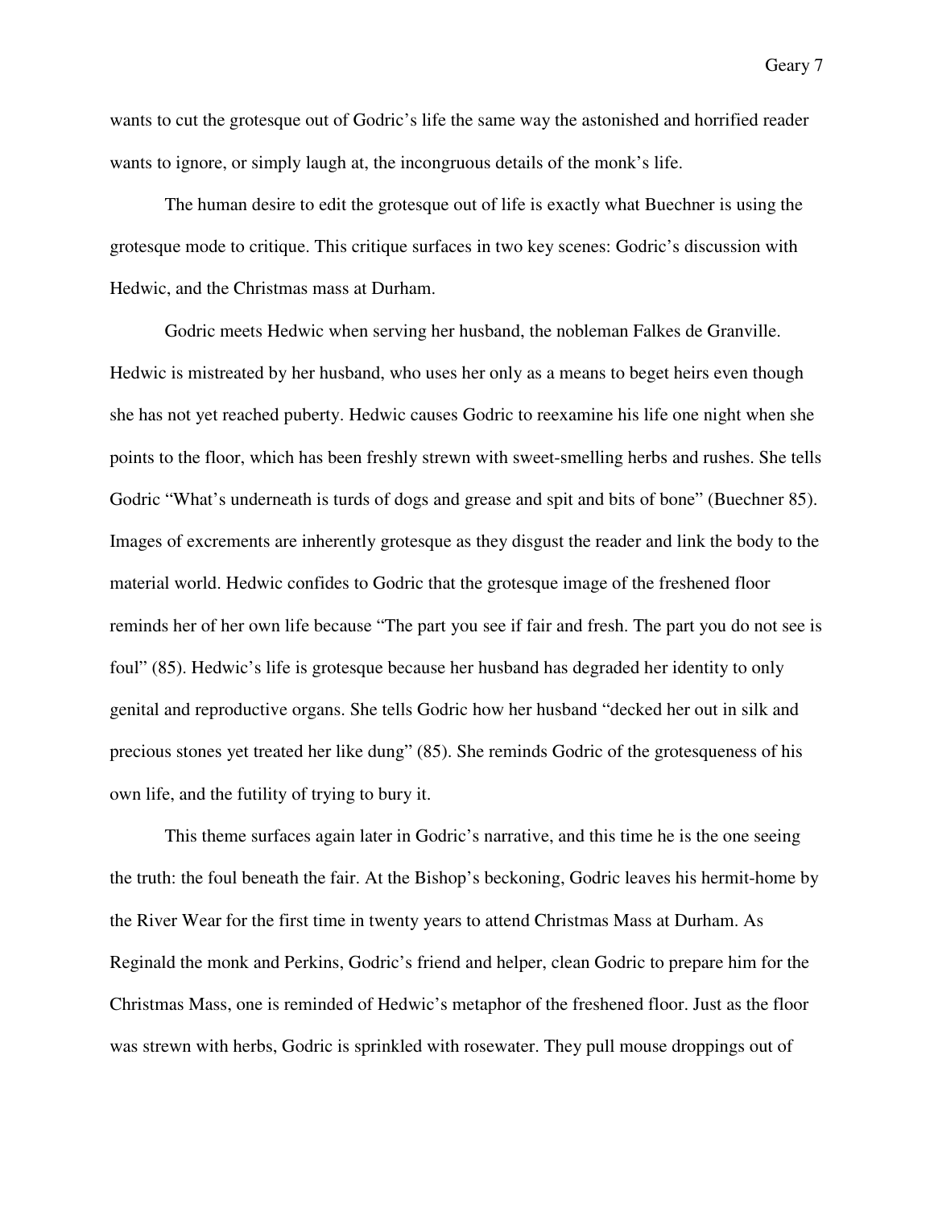wants to cut the grotesque out of Godric's life the same way the astonished and horrified reader wants to ignore, or simply laugh at, the incongruous details of the monk's life.

The human desire to edit the grotesque out of life is exactly what Buechner is using the grotesque mode to critique. This critique surfaces in two key scenes: Godric's discussion with Hedwic, and the Christmas mass at Durham.

Godric meets Hedwic when serving her husband, the nobleman Falkes de Granville. Hedwic is mistreated by her husband, who uses her only as a means to beget heirs even though she has not yet reached puberty. Hedwic causes Godric to reexamine his life one night when she points to the floor, which has been freshly strewn with sweet-smelling herbs and rushes. She tells Godric "What's underneath is turds of dogs and grease and spit and bits of bone" (Buechner 85). Images of excrements are inherently grotesque as they disgust the reader and link the body to the material world. Hedwic confides to Godric that the grotesque image of the freshened floor reminds her of her own life because "The part you see if fair and fresh. The part you do not see is foul" (85). Hedwic's life is grotesque because her husband has degraded her identity to only genital and reproductive organs. She tells Godric how her husband "decked her out in silk and precious stones yet treated her like dung" (85). She reminds Godric of the grotesqueness of his own life, and the futility of trying to bury it.

This theme surfaces again later in Godric's narrative, and this time he is the one seeing the truth: the foul beneath the fair. At the Bishop's beckoning, Godric leaves his hermit-home by the River Wear for the first time in twenty years to attend Christmas Mass at Durham. As Reginald the monk and Perkins, Godric's friend and helper, clean Godric to prepare him for the Christmas Mass, one is reminded of Hedwic's metaphor of the freshened floor. Just as the floor was strewn with herbs, Godric is sprinkled with rosewater. They pull mouse droppings out of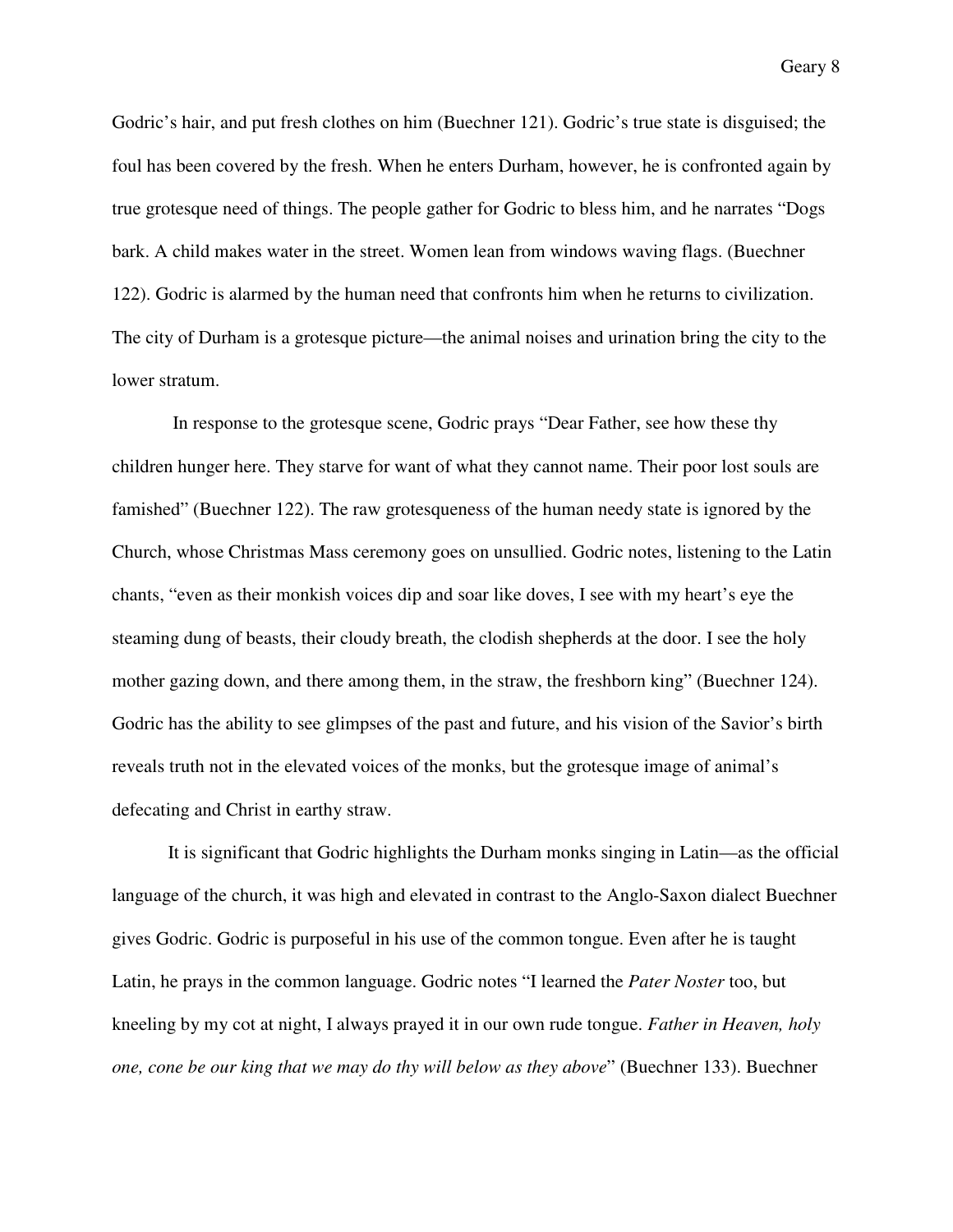Godric's hair, and put fresh clothes on him (Buechner 121). Godric's true state is disguised; the foul has been covered by the fresh. When he enters Durham, however, he is confronted again by true grotesque need of things. The people gather for Godric to bless him, and he narrates "Dogs bark. A child makes water in the street. Women lean from windows waving flags. (Buechner 122). Godric is alarmed by the human need that confronts him when he returns to civilization. The city of Durham is a grotesque picture—the animal noises and urination bring the city to the lower stratum.

In response to the grotesque scene, Godric prays "Dear Father, see how these thy children hunger here. They starve for want of what they cannot name. Their poor lost souls are famished" (Buechner 122). The raw grotesqueness of the human needy state is ignored by the Church, whose Christmas Mass ceremony goes on unsullied. Godric notes, listening to the Latin chants, "even as their monkish voices dip and soar like doves, I see with my heart's eye the steaming dung of beasts, their cloudy breath, the clodish shepherds at the door. I see the holy mother gazing down, and there among them, in the straw, the freshborn king" (Buechner 124). Godric has the ability to see glimpses of the past and future, and his vision of the Savior's birth reveals truth not in the elevated voices of the monks, but the grotesque image of animal's defecating and Christ in earthy straw.

It is significant that Godric highlights the Durham monks singing in Latin—as the official language of the church, it was high and elevated in contrast to the Anglo-Saxon dialect Buechner gives Godric. Godric is purposeful in his use of the common tongue. Even after he is taught Latin, he prays in the common language. Godric notes "I learned the *Pater Noster* too, but kneeling by my cot at night, I always prayed it in our own rude tongue. *Father in Heaven, holy one, cone be our king that we may do thy will below as they above*" (Buechner 133). Buechner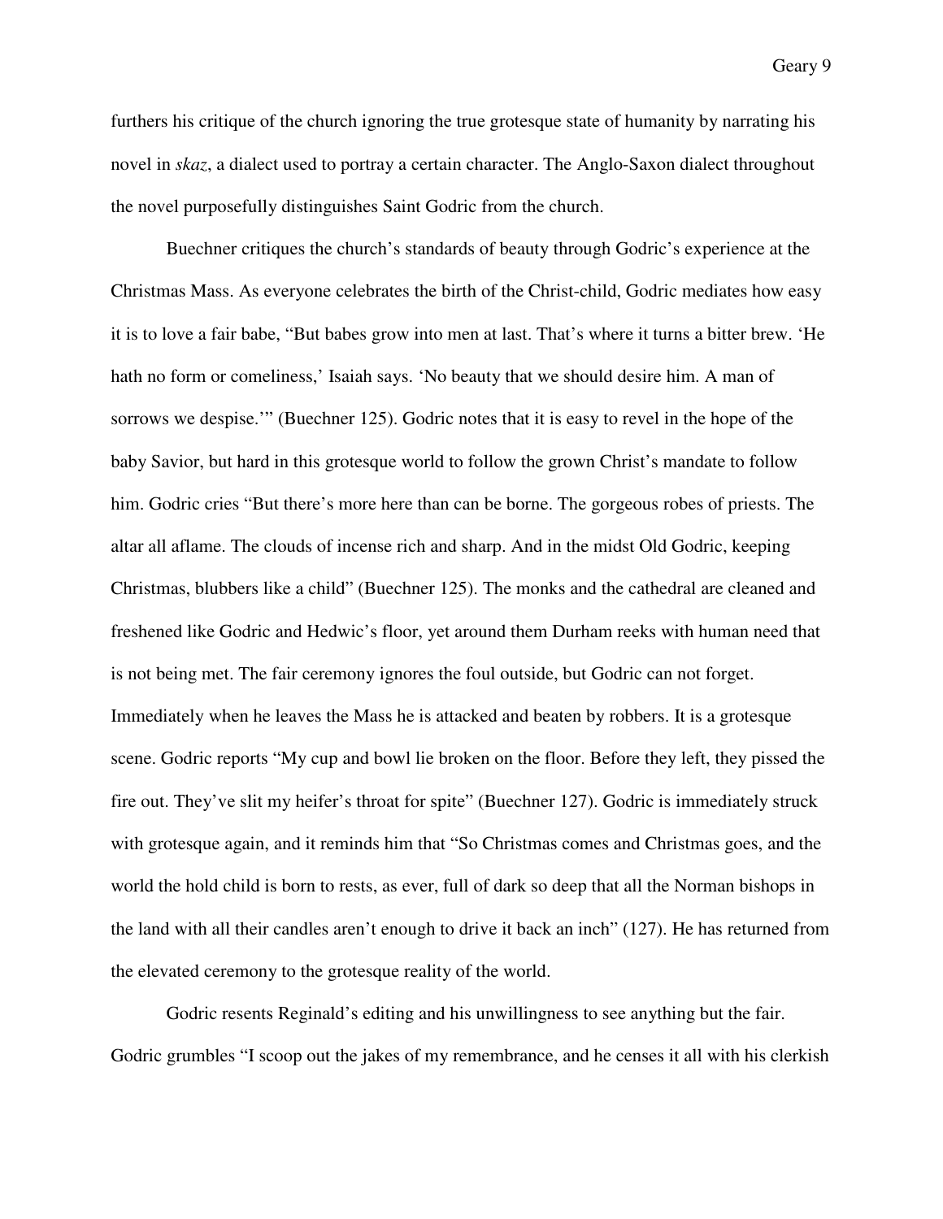furthers his critique of the church ignoring the true grotesque state of humanity by narrating his novel in *skaz*, a dialect used to portray a certain character. The Anglo-Saxon dialect throughout the novel purposefully distinguishes Saint Godric from the church.

Buechner critiques the church's standards of beauty through Godric's experience at the Christmas Mass. As everyone celebrates the birth of the Christ-child, Godric mediates how easy it is to love a fair babe, "But babes grow into men at last. That's where it turns a bitter brew. 'He hath no form or comeliness,' Isaiah says. 'No beauty that we should desire him. A man of sorrows we despise.'" (Buechner 125). Godric notes that it is easy to revel in the hope of the baby Savior, but hard in this grotesque world to follow the grown Christ's mandate to follow him. Godric cries "But there's more here than can be borne. The gorgeous robes of priests. The altar all aflame. The clouds of incense rich and sharp. And in the midst Old Godric, keeping Christmas, blubbers like a child" (Buechner 125). The monks and the cathedral are cleaned and freshened like Godric and Hedwic's floor, yet around them Durham reeks with human need that is not being met. The fair ceremony ignores the foul outside, but Godric can not forget. Immediately when he leaves the Mass he is attacked and beaten by robbers. It is a grotesque scene. Godric reports "My cup and bowl lie broken on the floor. Before they left, they pissed the fire out. They've slit my heifer's throat for spite" (Buechner 127). Godric is immediately struck with grotesque again, and it reminds him that "So Christmas comes and Christmas goes, and the world the hold child is born to rests, as ever, full of dark so deep that all the Norman bishops in the land with all their candles aren't enough to drive it back an inch" (127). He has returned from the elevated ceremony to the grotesque reality of the world.

Godric resents Reginald's editing and his unwillingness to see anything but the fair. Godric grumbles "I scoop out the jakes of my remembrance, and he censes it all with his clerkish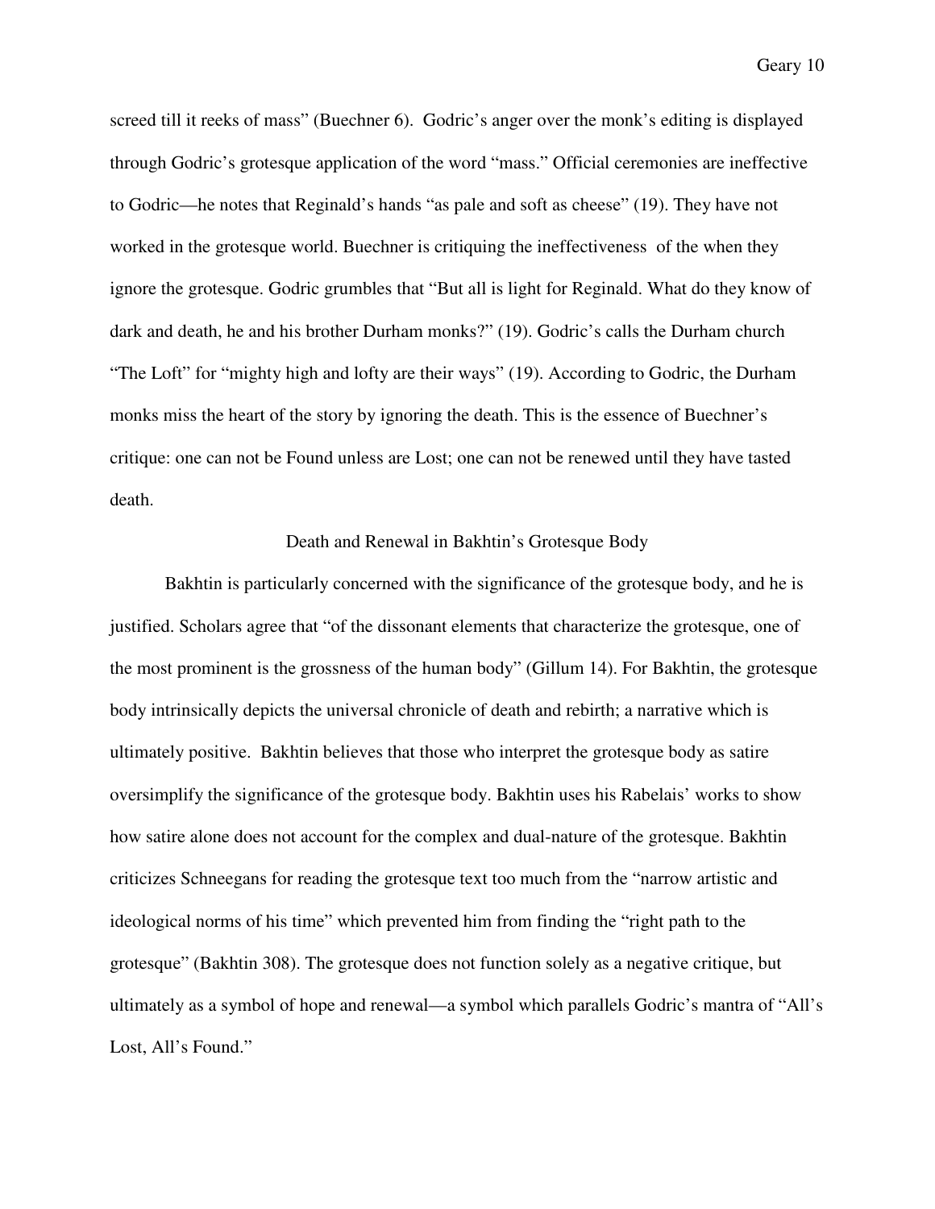screed till it reeks of mass" (Buechner 6). Godric's anger over the monk's editing is displayed through Godric's grotesque application of the word "mass." Official ceremonies are ineffective to Godric—he notes that Reginald's hands "as pale and soft as cheese" (19). They have not worked in the grotesque world. Buechner is critiquing the ineffectiveness of the when they ignore the grotesque. Godric grumbles that "But all is light for Reginald. What do they know of dark and death, he and his brother Durham monks?" (19). Godric's calls the Durham church "The Loft" for "mighty high and lofty are their ways" (19). According to Godric, the Durham monks miss the heart of the story by ignoring the death. This is the essence of Buechner's critique: one can not be Found unless are Lost; one can not be renewed until they have tasted death.

## Death and Renewal in Bakhtin's Grotesque Body

Bakhtin is particularly concerned with the significance of the grotesque body, and he is justified. Scholars agree that "of the dissonant elements that characterize the grotesque, one of the most prominent is the grossness of the human body" (Gillum 14). For Bakhtin, the grotesque body intrinsically depicts the universal chronicle of death and rebirth; a narrative which is ultimately positive. Bakhtin believes that those who interpret the grotesque body as satire oversimplify the significance of the grotesque body. Bakhtin uses his Rabelais' works to show how satire alone does not account for the complex and dual-nature of the grotesque. Bakhtin criticizes Schneegans for reading the grotesque text too much from the "narrow artistic and ideological norms of his time" which prevented him from finding the "right path to the grotesque" (Bakhtin 308). The grotesque does not function solely as a negative critique, but ultimately as a symbol of hope and renewal—a symbol which parallels Godric's mantra of "All's Lost, All's Found."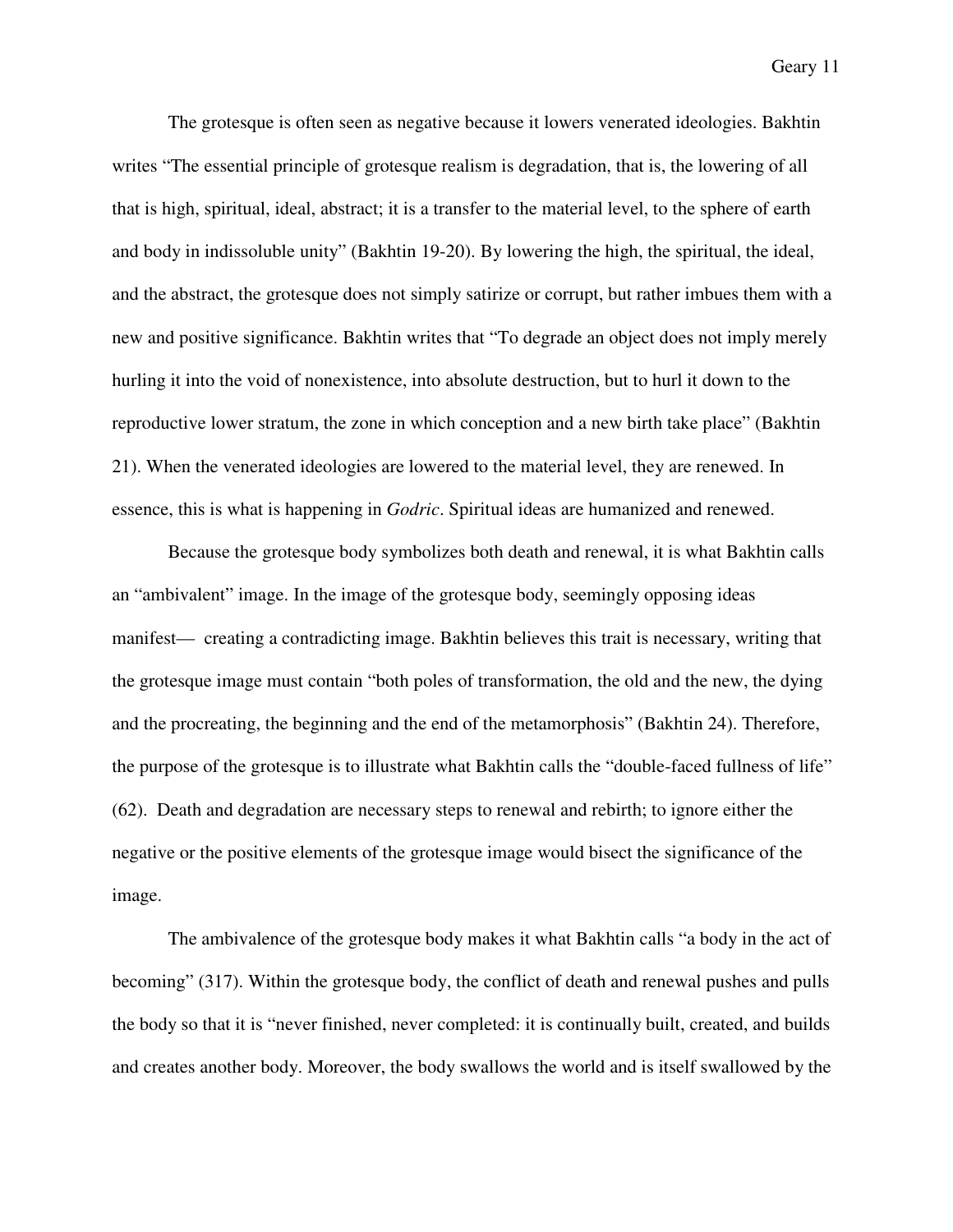The grotesque is often seen as negative because it lowers venerated ideologies. Bakhtin writes "The essential principle of grotesque realism is degradation, that is, the lowering of all that is high, spiritual, ideal, abstract; it is a transfer to the material level, to the sphere of earth and body in indissoluble unity" (Bakhtin 19-20). By lowering the high, the spiritual, the ideal, and the abstract, the grotesque does not simply satirize or corrupt, but rather imbues them with a new and positive significance. Bakhtin writes that "To degrade an object does not imply merely hurling it into the void of nonexistence, into absolute destruction, but to hurl it down to the reproductive lower stratum, the zone in which conception and a new birth take place" (Bakhtin 21). When the venerated ideologies are lowered to the material level, they are renewed. In essence, this is what is happening in *Godric*. Spiritual ideas are humanized and renewed.

Because the grotesque body symbolizes both death and renewal, it is what Bakhtin calls an "ambivalent" image. In the image of the grotesque body, seemingly opposing ideas manifest— creating a contradicting image. Bakhtin believes this trait is necessary, writing that the grotesque image must contain "both poles of transformation, the old and the new, the dying and the procreating, the beginning and the end of the metamorphosis" (Bakhtin 24). Therefore, the purpose of the grotesque is to illustrate what Bakhtin calls the "double-faced fullness of life" (62). Death and degradation are necessary steps to renewal and rebirth; to ignore either the negative or the positive elements of the grotesque image would bisect the significance of the image.

The ambivalence of the grotesque body makes it what Bakhtin calls "a body in the act of becoming" (317). Within the grotesque body, the conflict of death and renewal pushes and pulls the body so that it is "never finished, never completed: it is continually built, created, and builds and creates another body. Moreover, the body swallows the world and is itself swallowed by the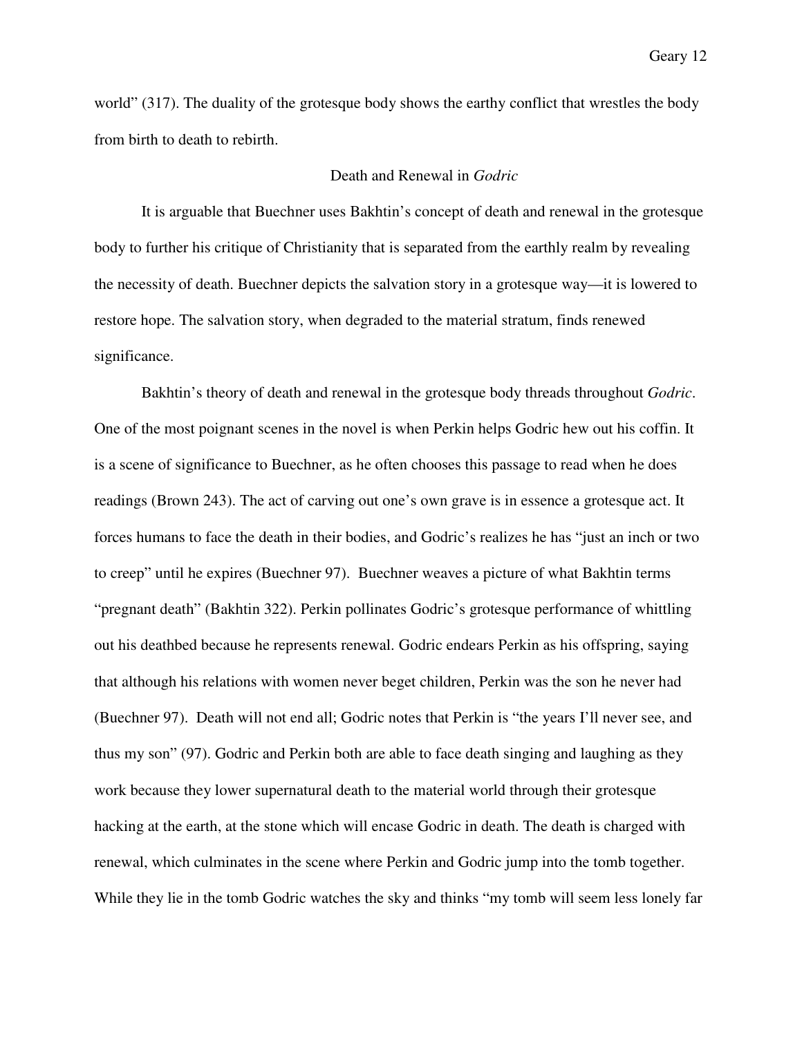world" (317). The duality of the grotesque body shows the earthy conflict that wrestles the body from birth to death to rebirth.

## Death and Renewal in *Godric*

It is arguable that Buechner uses Bakhtin's concept of death and renewal in the grotesque body to further his critique of Christianity that is separated from the earthly realm by revealing the necessity of death. Buechner depicts the salvation story in a grotesque way—it is lowered to restore hope. The salvation story, when degraded to the material stratum, finds renewed significance.

Bakhtin's theory of death and renewal in the grotesque body threads throughout *Godric*. One of the most poignant scenes in the novel is when Perkin helps Godric hew out his coffin. It is a scene of significance to Buechner, as he often chooses this passage to read when he does readings (Brown 243). The act of carving out one's own grave is in essence a grotesque act. It forces humans to face the death in their bodies, and Godric's realizes he has "just an inch or two to creep" until he expires (Buechner 97). Buechner weaves a picture of what Bakhtin terms "pregnant death" (Bakhtin 322). Perkin pollinates Godric's grotesque performance of whittling out his deathbed because he represents renewal. Godric endears Perkin as his offspring, saying that although his relations with women never beget children, Perkin was the son he never had (Buechner 97). Death will not end all; Godric notes that Perkin is "the years I'll never see, and thus my son" (97). Godric and Perkin both are able to face death singing and laughing as they work because they lower supernatural death to the material world through their grotesque hacking at the earth, at the stone which will encase Godric in death. The death is charged with renewal, which culminates in the scene where Perkin and Godric jump into the tomb together. While they lie in the tomb Godric watches the sky and thinks "my tomb will seem less lonely far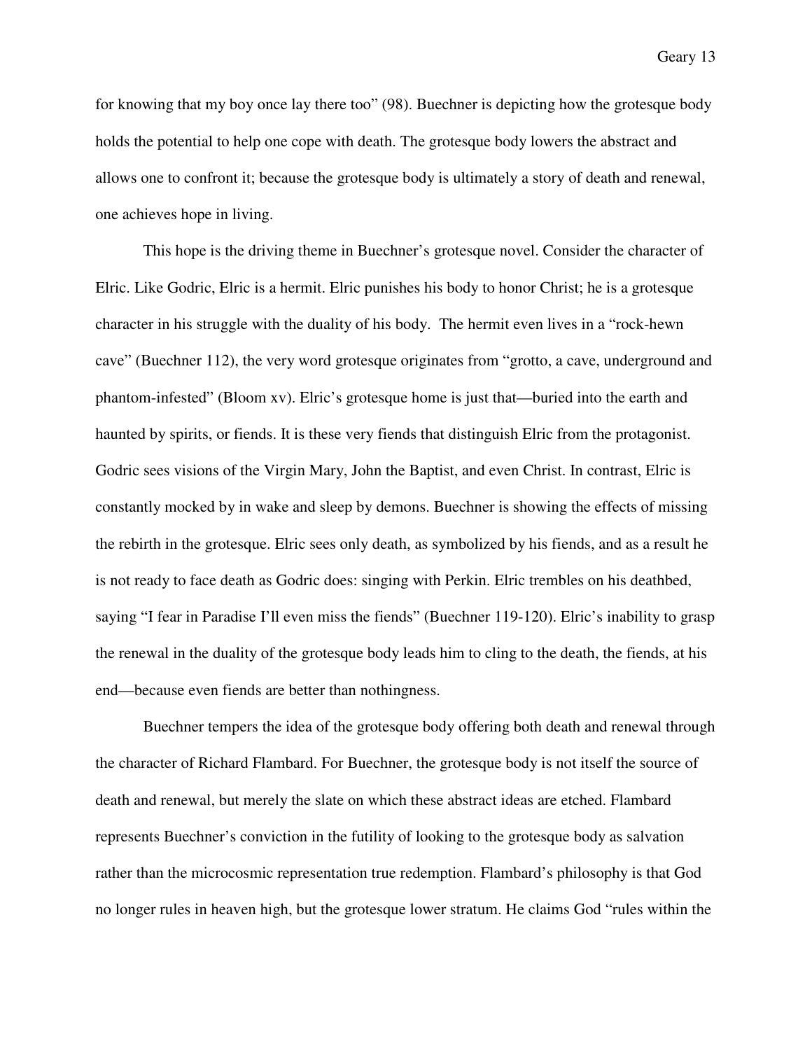for knowing that my boy once lay there too" (98). Buechner is depicting how the grotesque body holds the potential to help one cope with death. The grotesque body lowers the abstract and allows one to confront it; because the grotesque body is ultimately a story of death and renewal, one achieves hope in living.

This hope is the driving theme in Buechner's grotesque novel. Consider the character of Elric. Like Godric, Elric is a hermit. Elric punishes his body to honor Christ; he is a grotesque character in his struggle with the duality of his body. The hermit even lives in a "rock-hewn cave" (Buechner 112), the very word grotesque originates from "grotto, a cave, underground and phantom-infested" (Bloom xv). Elric's grotesque home is just that—buried into the earth and haunted by spirits, or fiends. It is these very fiends that distinguish Elric from the protagonist. Godric sees visions of the Virgin Mary, John the Baptist, and even Christ. In contrast, Elric is constantly mocked by in wake and sleep by demons. Buechner is showing the effects of missing the rebirth in the grotesque. Elric sees only death, as symbolized by his fiends, and as a result he is not ready to face death as Godric does: singing with Perkin. Elric trembles on his deathbed, saying "I fear in Paradise I'll even miss the fiends" (Buechner 119-120). Elric's inability to grasp the renewal in the duality of the grotesque body leads him to cling to the death, the fiends, at his end—because even fiends are better than nothingness.

Buechner tempers the idea of the grotesque body offering both death and renewal through the character of Richard Flambard. For Buechner, the grotesque body is not itself the source of death and renewal, but merely the slate on which these abstract ideas are etched. Flambard represents Buechner's conviction in the futility of looking to the grotesque body as salvation rather than the microcosmic representation true redemption. Flambard's philosophy is that God no longer rules in heaven high, but the grotesque lower stratum. He claims God "rules within the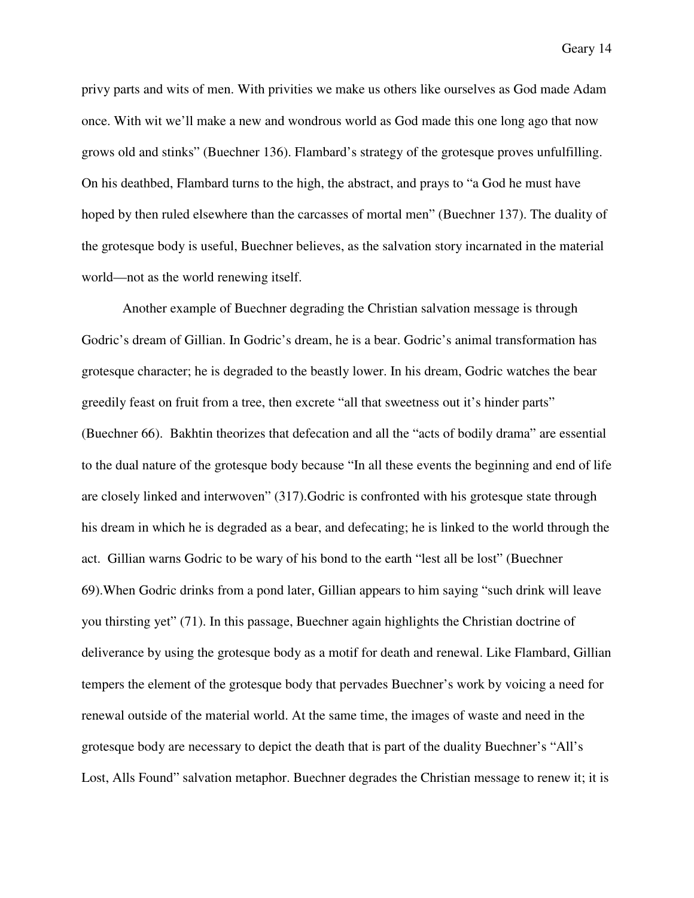privy parts and wits of men. With privities we make us others like ourselves as God made Adam once. With wit we'll make a new and wondrous world as God made this one long ago that now grows old and stinks" (Buechner 136). Flambard's strategy of the grotesque proves unfulfilling. On his deathbed, Flambard turns to the high, the abstract, and prays to "a God he must have hoped by then ruled elsewhere than the carcasses of mortal men" (Buechner 137). The duality of the grotesque body is useful, Buechner believes, as the salvation story incarnated in the material world—not as the world renewing itself.

Another example of Buechner degrading the Christian salvation message is through Godric's dream of Gillian. In Godric's dream, he is a bear. Godric's animal transformation has grotesque character; he is degraded to the beastly lower. In his dream, Godric watches the bear greedily feast on fruit from a tree, then excrete "all that sweetness out it's hinder parts" (Buechner 66). Bakhtin theorizes that defecation and all the "acts of bodily drama" are essential to the dual nature of the grotesque body because "In all these events the beginning and end of life are closely linked and interwoven" (317).Godric is confronted with his grotesque state through his dream in which he is degraded as a bear, and defecating; he is linked to the world through the act. Gillian warns Godric to be wary of his bond to the earth "lest all be lost" (Buechner 69).When Godric drinks from a pond later, Gillian appears to him saying "such drink will leave you thirsting yet" (71). In this passage, Buechner again highlights the Christian doctrine of deliverance by using the grotesque body as a motif for death and renewal. Like Flambard, Gillian tempers the element of the grotesque body that pervades Buechner's work by voicing a need for renewal outside of the material world. At the same time, the images of waste and need in the grotesque body are necessary to depict the death that is part of the duality Buechner's "All's Lost, Alls Found" salvation metaphor. Buechner degrades the Christian message to renew it; it is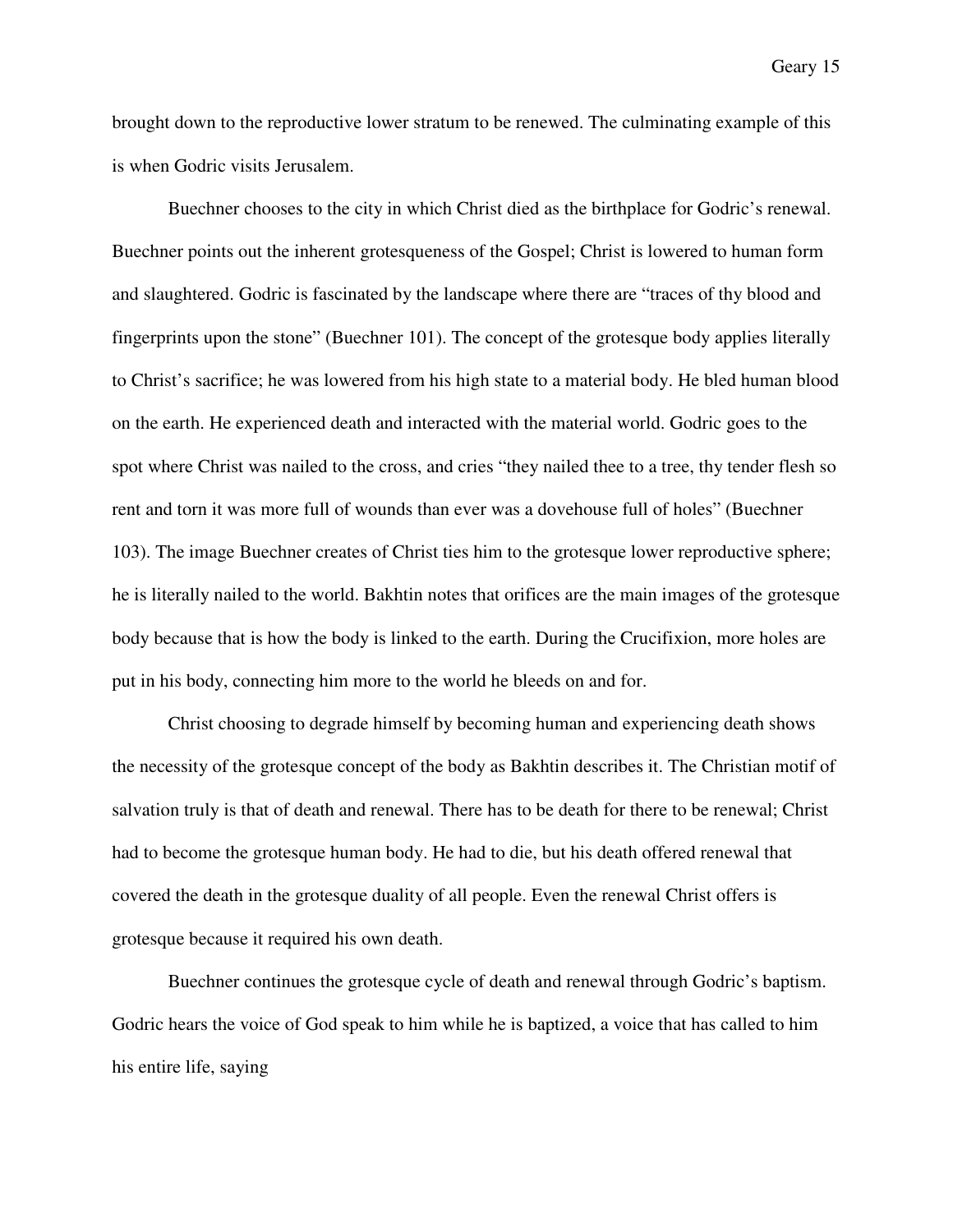brought down to the reproductive lower stratum to be renewed. The culminating example of this is when Godric visits Jerusalem.

Buechner chooses to the city in which Christ died as the birthplace for Godric's renewal. Buechner points out the inherent grotesqueness of the Gospel; Christ is lowered to human form and slaughtered. Godric is fascinated by the landscape where there are "traces of thy blood and fingerprints upon the stone" (Buechner 101). The concept of the grotesque body applies literally to Christ's sacrifice; he was lowered from his high state to a material body. He bled human blood on the earth. He experienced death and interacted with the material world. Godric goes to the spot where Christ was nailed to the cross, and cries "they nailed thee to a tree, thy tender flesh so rent and torn it was more full of wounds than ever was a dovehouse full of holes" (Buechner 103). The image Buechner creates of Christ ties him to the grotesque lower reproductive sphere; he is literally nailed to the world. Bakhtin notes that orifices are the main images of the grotesque body because that is how the body is linked to the earth. During the Crucifixion, more holes are put in his body, connecting him more to the world he bleeds on and for.

Christ choosing to degrade himself by becoming human and experiencing death shows the necessity of the grotesque concept of the body as Bakhtin describes it. The Christian motif of salvation truly is that of death and renewal. There has to be death for there to be renewal; Christ had to become the grotesque human body. He had to die, but his death offered renewal that covered the death in the grotesque duality of all people. Even the renewal Christ offers is grotesque because it required his own death.

Buechner continues the grotesque cycle of death and renewal through Godric's baptism. Godric hears the voice of God speak to him while he is baptized, a voice that has called to him his entire life, saying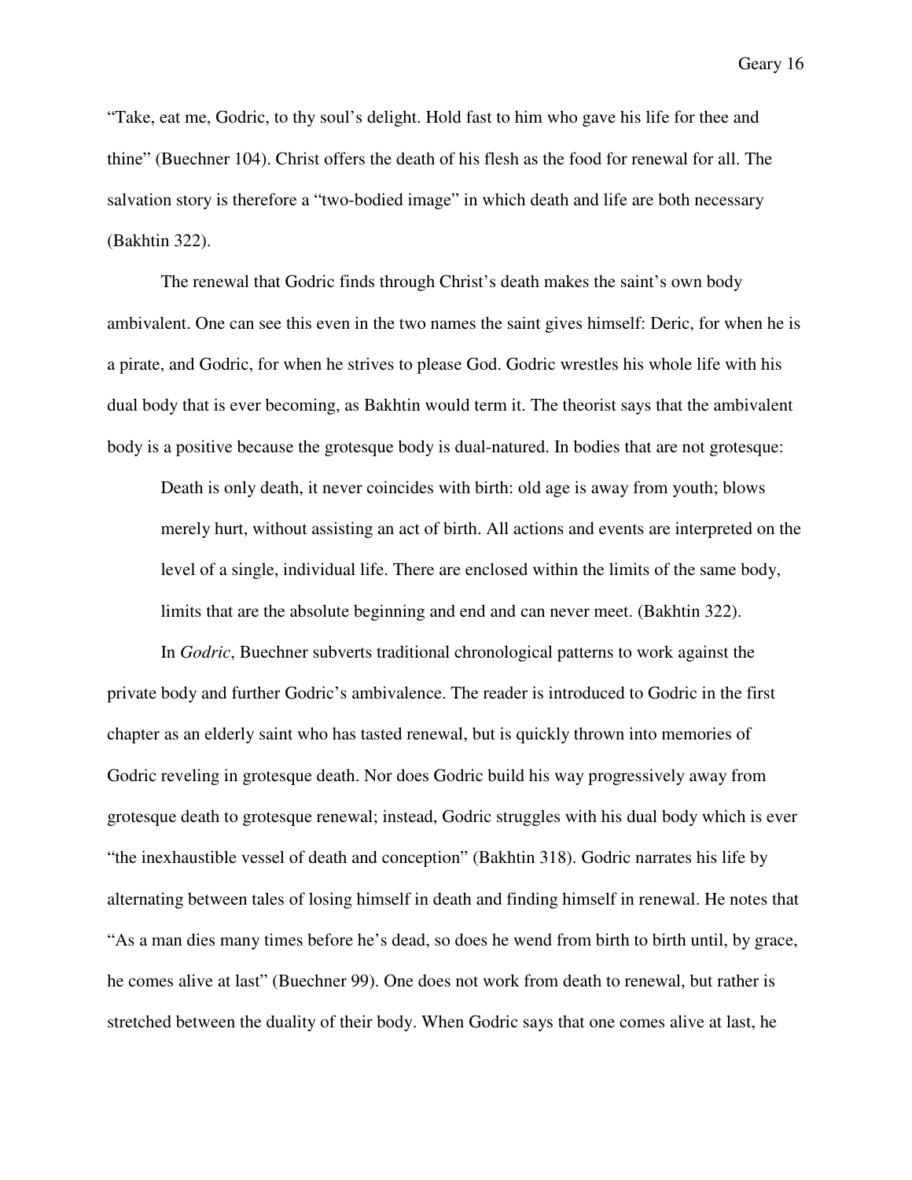"Take, eat me, Godric, to thy soul's delight. Hold fast to him who gave his life for thee and thine" (Buechner 104). Christ offers the death of his flesh as the food for renewal for all. The salvation story is therefore a "two-bodied image" in which death and life are both necessary (Bakhtin 322).

The renewal that Godric finds through Christ's death makes the saint's own body ambivalent. One can see this even in the two names the saint gives himself: Deric, for when he is a pirate, and Godric, for when he strives to please God. Godric wrestles his whole life with his dual body that is ever becoming, as Bakhtin would term it. The theorist says that the ambivalent body is a positive because the grotesque body is dual-natured. In bodies that are not grotesque:

> Death is only death, it never coincides with birth: old age is away from youth; blows merely hurt, without assisting an act of birth. All actions and events are interpreted on the level of a single, individual life. There are enclosed within the limits of the same body, limits that are the absolute beginning and end and can never meet. (Bakhtin 322).

In *Godric*, Buechner subverts traditional chronological patterns to work against the private body and further Godric's ambivalence. The reader is introduced to Godric in the first chapter as an elderly saint who has tasted renewal, but is quickly thrown into memories of Godric reveling in grotesque death. Nor does Godric build his way progressively away from grotesque death to grotesque renewal; instead, Godric struggles with his dual body which is ever "the inexhaustible vessel of death and conception" (Bakhtin 318). Godric narrates his life by alternating between tales of losing himself in death and finding himself in renewal. He notes that "As a man dies many times before he's dead, so does he wend from birth to birth until, by grace, he comes alive at last" (Buechner 99). One does not work from death to renewal, but rather is stretched between the duality of their body. When Godric says that one comes alive at last, he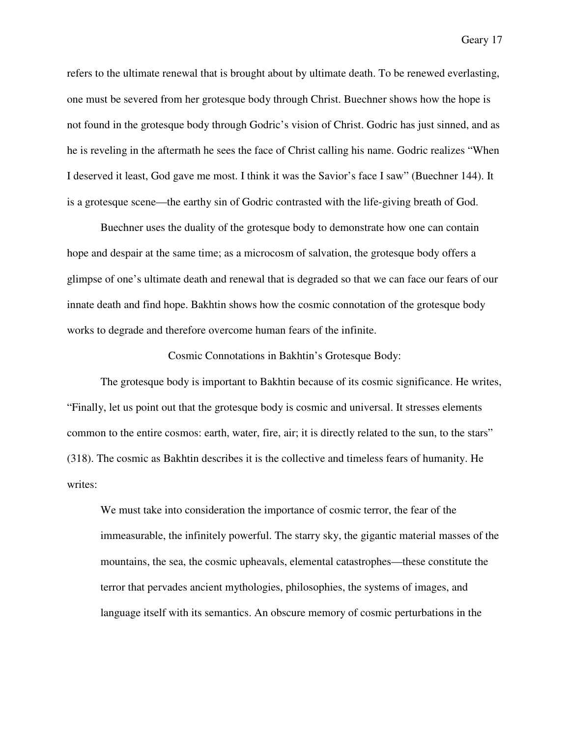refers to the ultimate renewal that is brought about by ultimate death. To be renewed everlasting, one must be severed from her grotesque body through Christ. Buechner shows how the hope is not found in the grotesque body through Godric's vision of Christ. Godric has just sinned, and as he is reveling in the aftermath he sees the face of Christ calling his name. Godric realizes "When I deserved it least, God gave me most. I think it was the Savior's face I saw" (Buechner 144). It is a grotesque scene—the earthy sin of Godric contrasted with the life-giving breath of God.

Buechner uses the duality of the grotesque body to demonstrate how one can contain hope and despair at the same time; as a microcosm of salvation, the grotesque body offers a glimpse of one's ultimate death and renewal that is degraded so that we can face our fears of our innate death and find hope. Bakhtin shows how the cosmic connotation of the grotesque body works to degrade and therefore overcome human fears of the infinite.

## Cosmic Connotations in Bakhtin's Grotesque Body:

The grotesque body is important to Bakhtin because of its cosmic significance. He writes, "Finally, let us point out that the grotesque body is cosmic and universal. It stresses elements common to the entire cosmos: earth, water, fire, air; it is directly related to the sun, to the stars" (318). The cosmic as Bakhtin describes it is the collective and timeless fears of humanity. He writes:

> We must take into consideration the importance of cosmic terror, the fear of the immeasurable, the infinitely powerful. The starry sky, the gigantic material masses of the mountains, the sea, the cosmic upheavals, elemental catastrophes—these constitute the terror that pervades ancient mythologies, philosophies, the systems of images, and language itself with its semantics. An obscure memory of cosmic perturbations in the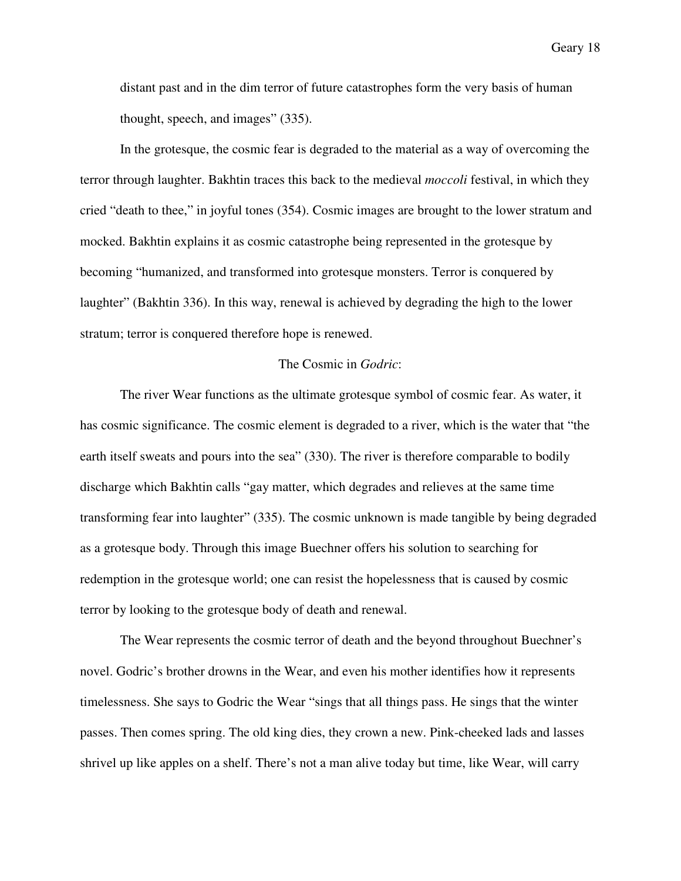distant past and in the dim terror of future catastrophes form the very basis of human thought, speech, and images" (335).

In the grotesque, the cosmic fear is degraded to the material as a way of overcoming the terror through laughter. Bakhtin traces this back to the medieval *moccoli* festival, in which they cried "death to thee," in joyful tones (354). Cosmic images are brought to the lower stratum and mocked. Bakhtin explains it as cosmic catastrophe being represented in the grotesque by becoming "humanized, and transformed into grotesque monsters. Terror is conquered by laughter" (Bakhtin 336). In this way, renewal is achieved by degrading the high to the lower stratum; terror is conquered therefore hope is renewed.

## The Cosmic in *Godric*:

The river Wear functions as the ultimate grotesque symbol of cosmic fear. As water, it has cosmic significance. The cosmic element is degraded to a river, which is the water that "the earth itself sweats and pours into the sea" (330). The river is therefore comparable to bodily discharge which Bakhtin calls "gay matter, which degrades and relieves at the same time transforming fear into laughter" (335). The cosmic unknown is made tangible by being degraded as a grotesque body. Through this image Buechner offers his solution to searching for redemption in the grotesque world; one can resist the hopelessness that is caused by cosmic terror by looking to the grotesque body of death and renewal.

The Wear represents the cosmic terror of death and the beyond throughout Buechner's novel. Godric's brother drowns in the Wear, and even his mother identifies how it represents timelessness. She says to Godric the Wear "sings that all things pass. He sings that the winter passes. Then comes spring. The old king dies, they crown a new. Pink-cheeked lads and lasses shrivel up like apples on a shelf. There's not a man alive today but time, like Wear, will carry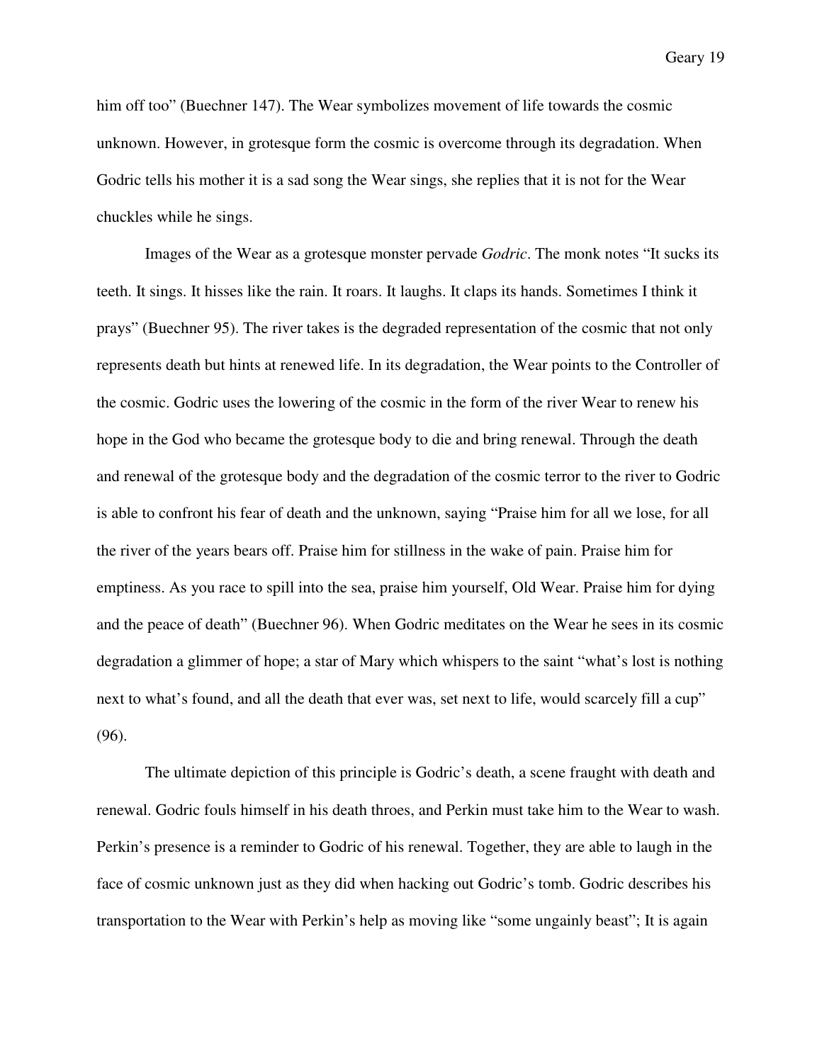him off too" (Buechner 147). The Wear symbolizes movement of life towards the cosmic unknown. However, in grotesque form the cosmic is overcome through its degradation. When Godric tells his mother it is a sad song the Wear sings, she replies that it is not for the Wear chuckles while he sings.

Images of the Wear as a grotesque monster pervade *Godric*. The monk notes "It sucks its teeth. It sings. It hisses like the rain. It roars. It laughs. It claps its hands. Sometimes I think it prays" (Buechner 95). The river takes is the degraded representation of the cosmic that not only represents death but hints at renewed life. In its degradation, the Wear points to the Controller of the cosmic. Godric uses the lowering of the cosmic in the form of the river Wear to renew his hope in the God who became the grotesque body to die and bring renewal. Through the death and renewal of the grotesque body and the degradation of the cosmic terror to the river to Godric is able to confront his fear of death and the unknown, saying "Praise him for all we lose, for all the river of the years bears off. Praise him for stillness in the wake of pain. Praise him for emptiness. As you race to spill into the sea, praise him yourself, Old Wear. Praise him for dying and the peace of death" (Buechner 96). When Godric meditates on the Wear he sees in its cosmic degradation a glimmer of hope; a star of Mary which whispers to the saint "what's lost is nothing next to what's found, and all the death that ever was, set next to life, would scarcely fill a cup" (96).

The ultimate depiction of this principle is Godric's death, a scene fraught with death and renewal. Godric fouls himself in his death throes, and Perkin must take him to the Wear to wash. Perkin's presence is a reminder to Godric of his renewal. Together, they are able to laugh in the face of cosmic unknown just as they did when hacking out Godric's tomb. Godric describes his transportation to the Wear with Perkin's help as moving like "some ungainly beast"; It is again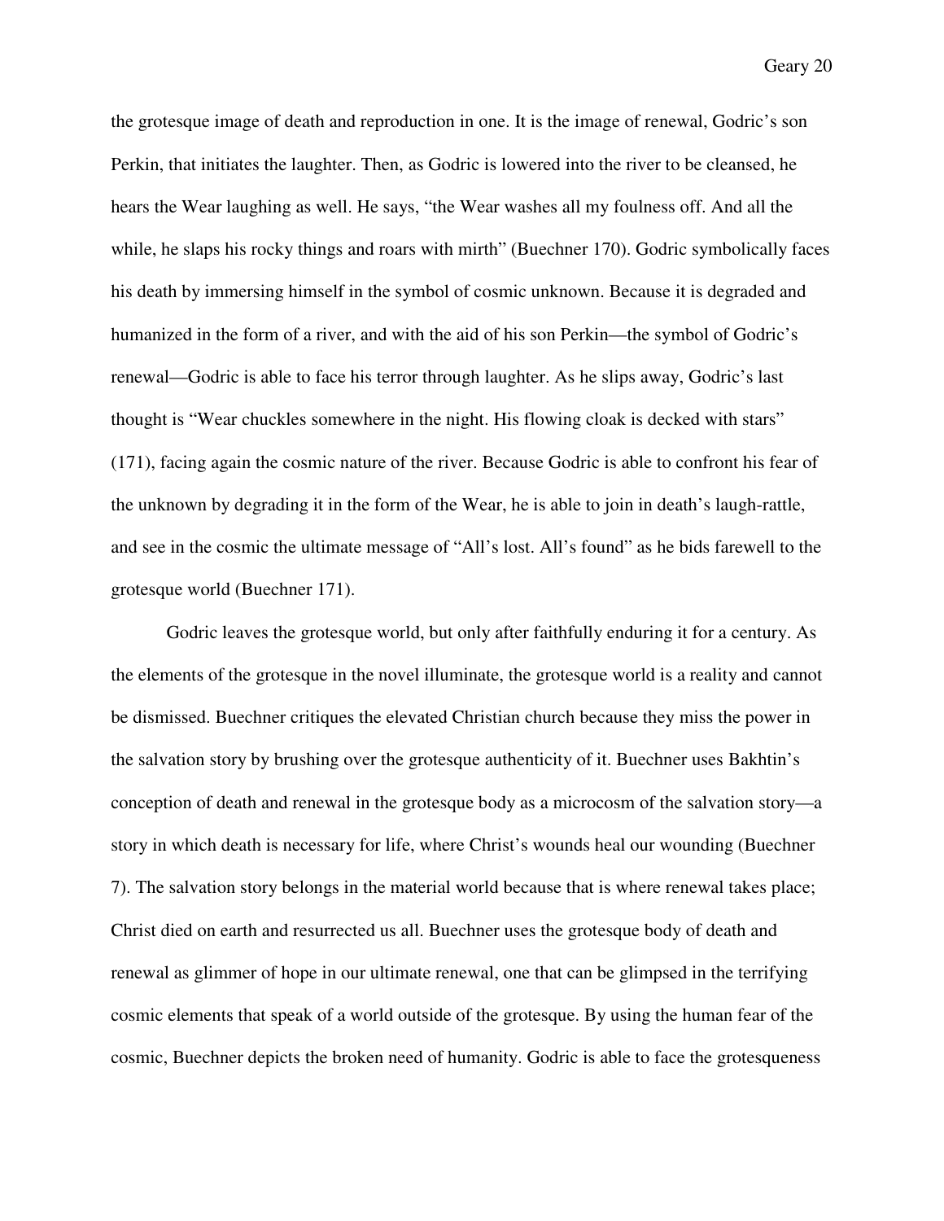the grotesque image of death and reproduction in one. It is the image of renewal, Godric's son Perkin, that initiates the laughter. Then, as Godric is lowered into the river to be cleansed, he hears the Wear laughing as well. He says, "the Wear washes all my foulness off. And all the while, he slaps his rocky things and roars with mirth" (Buechner 170). Godric symbolically faces his death by immersing himself in the symbol of cosmic unknown. Because it is degraded and humanized in the form of a river, and with the aid of his son Perkin—the symbol of Godric's renewal—Godric is able to face his terror through laughter. As he slips away, Godric's last thought is "Wear chuckles somewhere in the night. His flowing cloak is decked with stars" (171), facing again the cosmic nature of the river. Because Godric is able to confront his fear of the unknown by degrading it in the form of the Wear, he is able to join in death's laugh-rattle, and see in the cosmic the ultimate message of "All's lost. All's found" as he bids farewell to the grotesque world (Buechner 171).

Godric leaves the grotesque world, but only after faithfully enduring it for a century. As the elements of the grotesque in the novel illuminate, the grotesque world is a reality and cannot be dismissed. Buechner critiques the elevated Christian church because they miss the power in the salvation story by brushing over the grotesque authenticity of it. Buechner uses Bakhtin's conception of death and renewal in the grotesque body as a microcosm of the salvation story—a story in which death is necessary for life, where Christ's wounds heal our wounding (Buechner 7). The salvation story belongs in the material world because that is where renewal takes place; Christ died on earth and resurrected us all. Buechner uses the grotesque body of death and renewal as glimmer of hope in our ultimate renewal, one that can be glimpsed in the terrifying cosmic elements that speak of a world outside of the grotesque. By using the human fear of the cosmic, Buechner depicts the broken need of humanity. Godric is able to face the grotesqueness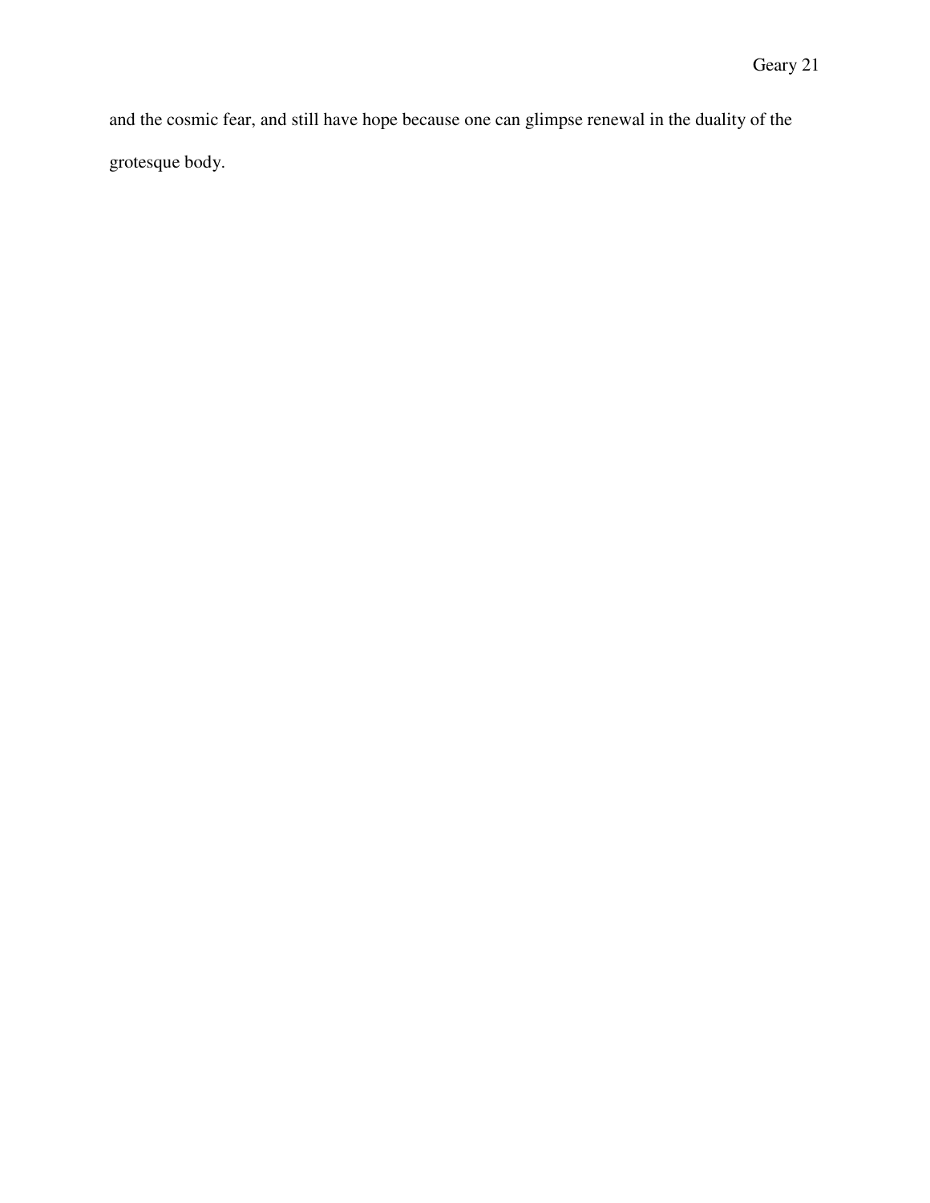and the cosmic fear, and still have hope because one can glimpse renewal in the duality of the grotesque body.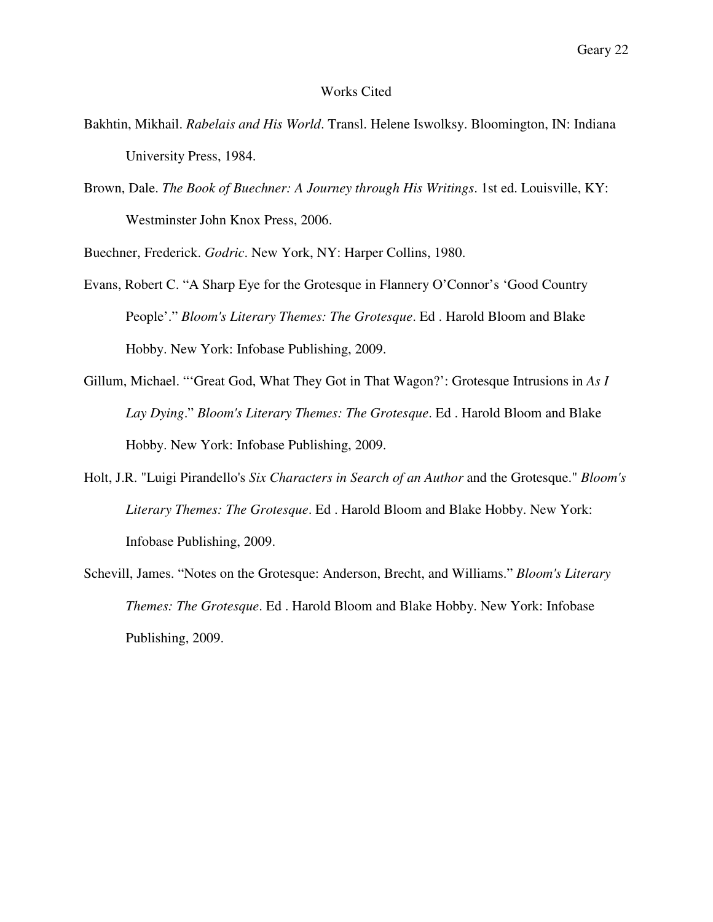# Works Cited

Bakhtin, Mikhail. *Rabelais and His World*. Transl. Helene Iswolksy. Bloomington, IN: Indiana University Press, 1984.

Brown, Dale. *The Book of Buechner: A Journey through His Writings*. 1st ed. Louisville, KY: Westminster John Knox Press, 2006.

Buechner, Frederick. *Godric*. New York, NY: Harper Collins, 1980.

Evans, Robert C. "A Sharp Eye for the Grotesque in Flannery O'Connor's 'Good Country People'." *Bloom's Literary Themes: The Grotesque*. Ed . Harold Bloom and Blake Hobby. New York: Infobase Publishing, 2009.

Gillum, Michael. "'Great God, What They Got in That Wagon?': Grotesque Intrusions in *As I Lay Dying*." *Bloom's Literary Themes: The Grotesque*. Ed . Harold Bloom and Blake Hobby. New York: Infobase Publishing, 2009.

Holt, J.R. "Luigi Pirandello's *Six Characters in Search of an Author* and the Grotesque." *Bloom's Literary Themes: The Grotesque*. Ed . Harold Bloom and Blake Hobby. New York: Infobase Publishing, 2009.

Schevill, James. "Notes on the Grotesque: Anderson, Brecht, and Williams." *Bloom's Literary Themes: The Grotesque*. Ed . Harold Bloom and Blake Hobby. New York: Infobase Publishing, 2009.